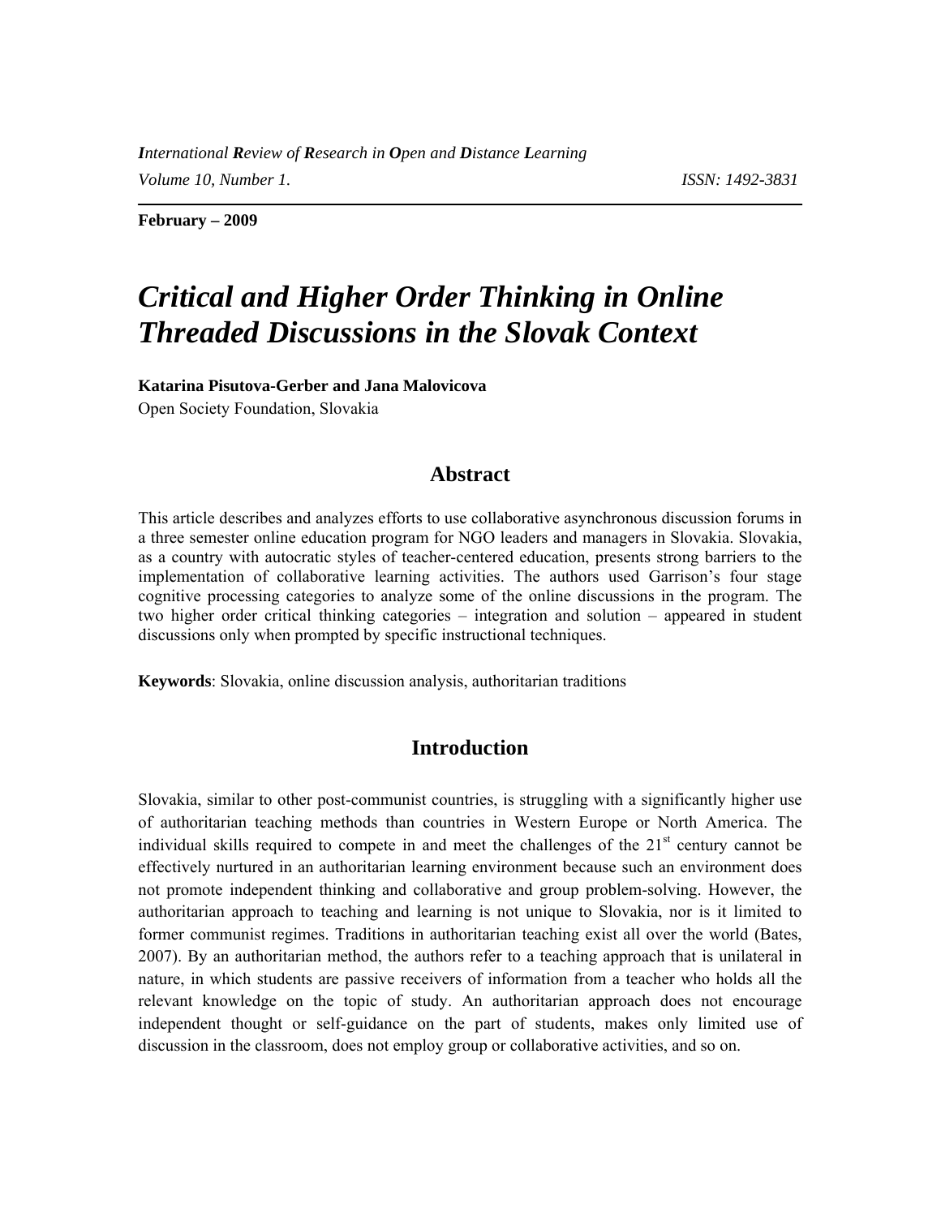*International Review of Research in Open and Distance Learning*
*Volume 10, Number 1.* *ISSN: 1492-3831*

**February – 2009**

# *Critical and Higher Order Thinking in Online Threaded Discussions in the Slovak Context*

**Katarina Pisutova-Gerber and Jana Malovicova**
Open Society Foundation, Slovakia

## Abstract

This article describes and analyzes efforts to use collaborative asynchronous discussion forums in a three semester online education program for NGO leaders and managers in Slovakia. Slovakia, as a country with autocratic styles of teacher-centered education, presents strong barriers to the implementation of collaborative learning activities. The authors used Garrison's four stage cognitive processing categories to analyze some of the online discussions in the program. The two higher order critical thinking categories – integration and solution – appeared in student discussions only when prompted by specific instructional techniques.

**Keywords**: Slovakia, online discussion analysis, authoritarian traditions

## Introduction

Slovakia, similar to other post-communist countries, is struggling with a significantly higher use of authoritarian teaching methods than countries in Western Europe or North America. The individual skills required to compete in and meet the challenges of the 21st century cannot be effectively nurtured in an authoritarian learning environment because such an environment does not promote independent thinking and collaborative and group problem-solving. However, the authoritarian approach to teaching and learning is not unique to Slovakia, nor is it limited to former communist regimes. Traditions in authoritarian teaching exist all over the world (Bates, 2007). By an authoritarian method, the authors refer to a teaching approach that is unilateral in nature, in which students are passive receivers of information from a teacher who holds all the relevant knowledge on the topic of study. An authoritarian approach does not encourage independent thought or self-guidance on the part of students, makes only limited use of discussion in the classroom, does not employ group or collaborative activities, and so on.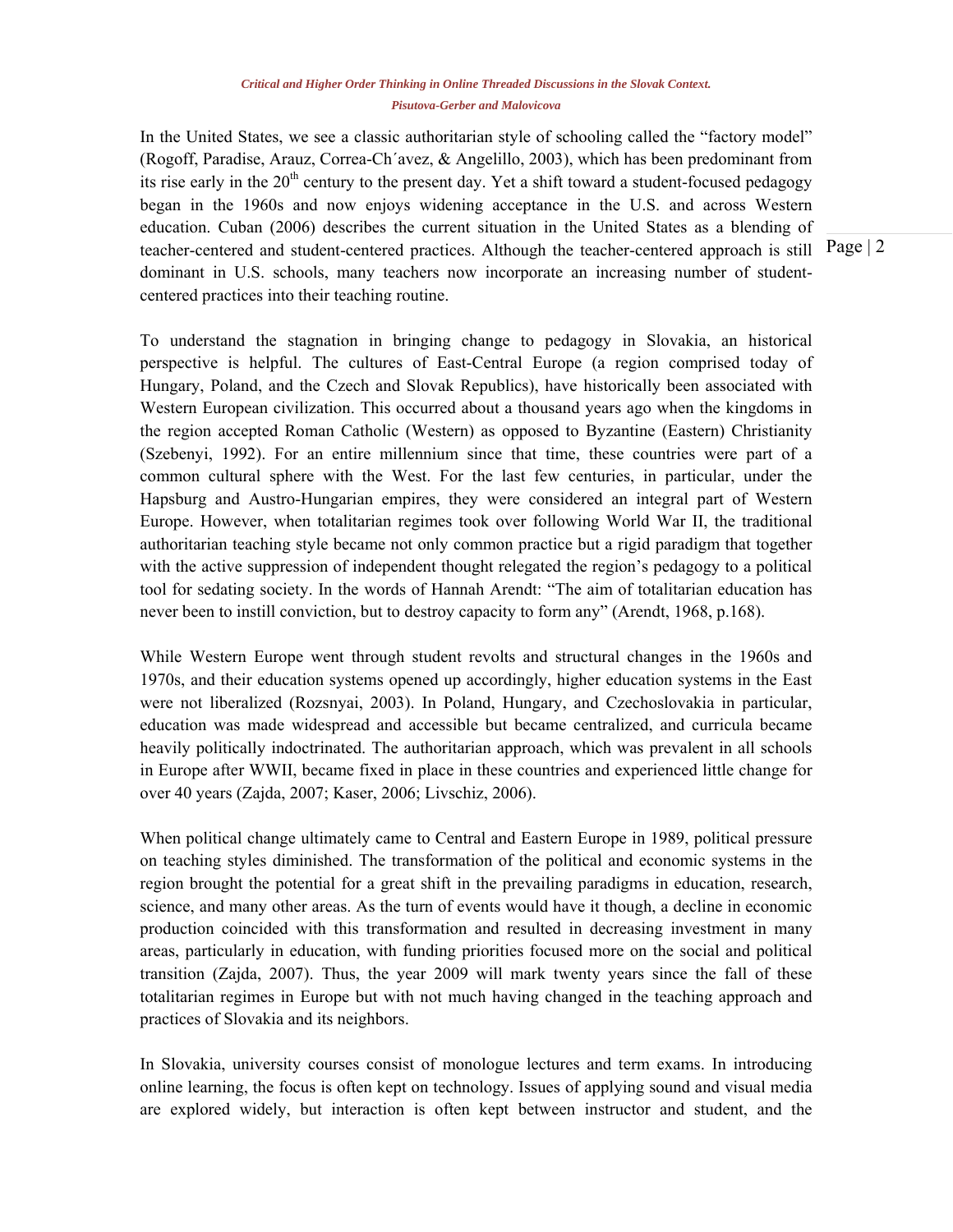In the United States, we see a classic authoritarian style of schooling called the "factory model" (Rogoff, Paradise, Arauz, Correa-Ch´avez, & Angelillo, 2003), which has been predominant from its rise early in the 20th century to the present day. Yet a shift toward a student-focused pedagogy began in the 1960s and now enjoys widening acceptance in the U.S. and across Western education. Cuban (2006) describes the current situation in the United States as a blending of teacher-centered and student-centered practices. Although the teacher-centered approach is still dominant in U.S. schools, many teachers now incorporate an increasing number of student-centered practices into their teaching routine.

To understand the stagnation in bringing change to pedagogy in Slovakia, an historical perspective is helpful. The cultures of East-Central Europe (a region comprised today of Hungary, Poland, and the Czech and Slovak Republics), have historically been associated with Western European civilization. This occurred about a thousand years ago when the kingdoms in the region accepted Roman Catholic (Western) as opposed to Byzantine (Eastern) Christianity (Szebenyi, 1992). For an entire millennium since that time, these countries were part of a common cultural sphere with the West. For the last few centuries, in particular, under the Hapsburg and Austro-Hungarian empires, they were considered an integral part of Western Europe. However, when totalitarian regimes took over following World War II, the traditional authoritarian teaching style became not only common practice but a rigid paradigm that together with the active suppression of independent thought relegated the region's pedagogy to a political tool for sedating society. In the words of Hannah Arendt: "The aim of totalitarian education has never been to instill conviction, but to destroy capacity to form any" (Arendt, 1968, p.168).

While Western Europe went through student revolts and structural changes in the 1960s and 1970s, and their education systems opened up accordingly, higher education systems in the East were not liberalized (Rozsnyai, 2003). In Poland, Hungary, and Czechoslovakia in particular, education was made widespread and accessible but became centralized, and curricula became heavily politically indoctrinated. The authoritarian approach, which was prevalent in all schools in Europe after WWII, became fixed in place in these countries and experienced little change for over 40 years (Zajda, 2007; Kaser, 2006; Livschiz, 2006).

When political change ultimately came to Central and Eastern Europe in 1989, political pressure on teaching styles diminished. The transformation of the political and economic systems in the region brought the potential for a great shift in the prevailing paradigms in education, research, science, and many other areas. As the turn of events would have it though, a decline in economic production coincided with this transformation and resulted in decreasing investment in many areas, particularly in education, with funding priorities focused more on the social and political transition (Zajda, 2007). Thus, the year 2009 will mark twenty years since the fall of these totalitarian regimes in Europe but with not much having changed in the teaching approach and practices of Slovakia and its neighbors.

In Slovakia, university courses consist of monologue lectures and term exams. In introducing online learning, the focus is often kept on technology. Issues of applying sound and visual media are explored widely, but interaction is often kept between instructor and student, and the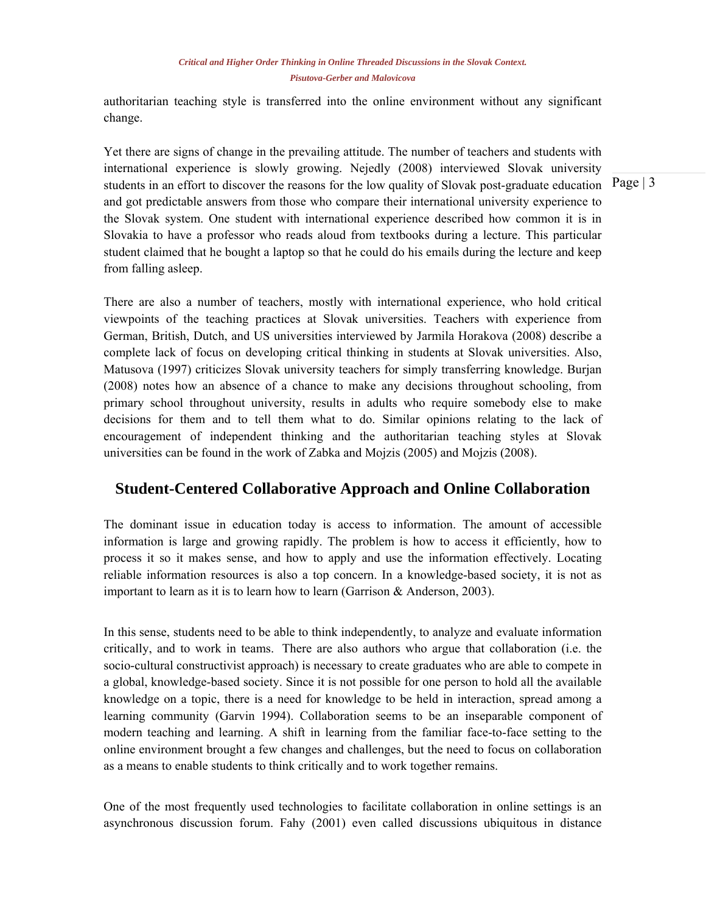authoritarian teaching style is transferred into the online environment without any significant change.

Yet there are signs of change in the prevailing attitude. The number of teachers and students with international experience is slowly growing. Nejedly (2008) interviewed Slovak university students in an effort to discover the reasons for the low quality of Slovak post-graduate education and got predictable answers from those who compare their international university experience to the Slovak system. One student with international experience described how common it is in Slovakia to have a professor who reads aloud from textbooks during a lecture. This particular student claimed that he bought a laptop so that he could do his emails during the lecture and keep from falling asleep.

There are also a number of teachers, mostly with international experience, who hold critical viewpoints of the teaching practices at Slovak universities. Teachers with experience from German, British, Dutch, and US universities interviewed by Jarmila Horakova (2008) describe a complete lack of focus on developing critical thinking in students at Slovak universities. Also, Matusova (1997) criticizes Slovak university teachers for simply transferring knowledge. Burjan (2008) notes how an absence of a chance to make any decisions throughout schooling, from primary school throughout university, results in adults who require somebody else to make decisions for them and to tell them what to do. Similar opinions relating to the lack of encouragement of independent thinking and the authoritarian teaching styles at Slovak universities can be found in the work of Zabka and Mojzis (2005) and Mojzis (2008).

## Student-Centered Collaborative Approach and Online Collaboration

The dominant issue in education today is access to information. The amount of accessible information is large and growing rapidly. The problem is how to access it efficiently, how to process it so it makes sense, and how to apply and use the information effectively. Locating reliable information resources is also a top concern. In a knowledge-based society, it is not as important to learn as it is to learn how to learn (Garrison & Anderson, 2003).

In this sense, students need to be able to think independently, to analyze and evaluate information critically, and to work in teams. There are also authors who argue that collaboration (i.e. the socio-cultural constructivist approach) is necessary to create graduates who are able to compete in a global, knowledge-based society. Since it is not possible for one person to hold all the available knowledge on a topic, there is a need for knowledge to be held in interaction, spread among a learning community (Garvin 1994). Collaboration seems to be an inseparable component of modern teaching and learning. A shift in learning from the familiar face-to-face setting to the online environment brought a few changes and challenges, but the need to focus on collaboration as a means to enable students to think critically and to work together remains.

One of the most frequently used technologies to facilitate collaboration in online settings is an asynchronous discussion forum. Fahy (2001) even called discussions ubiquitous in distance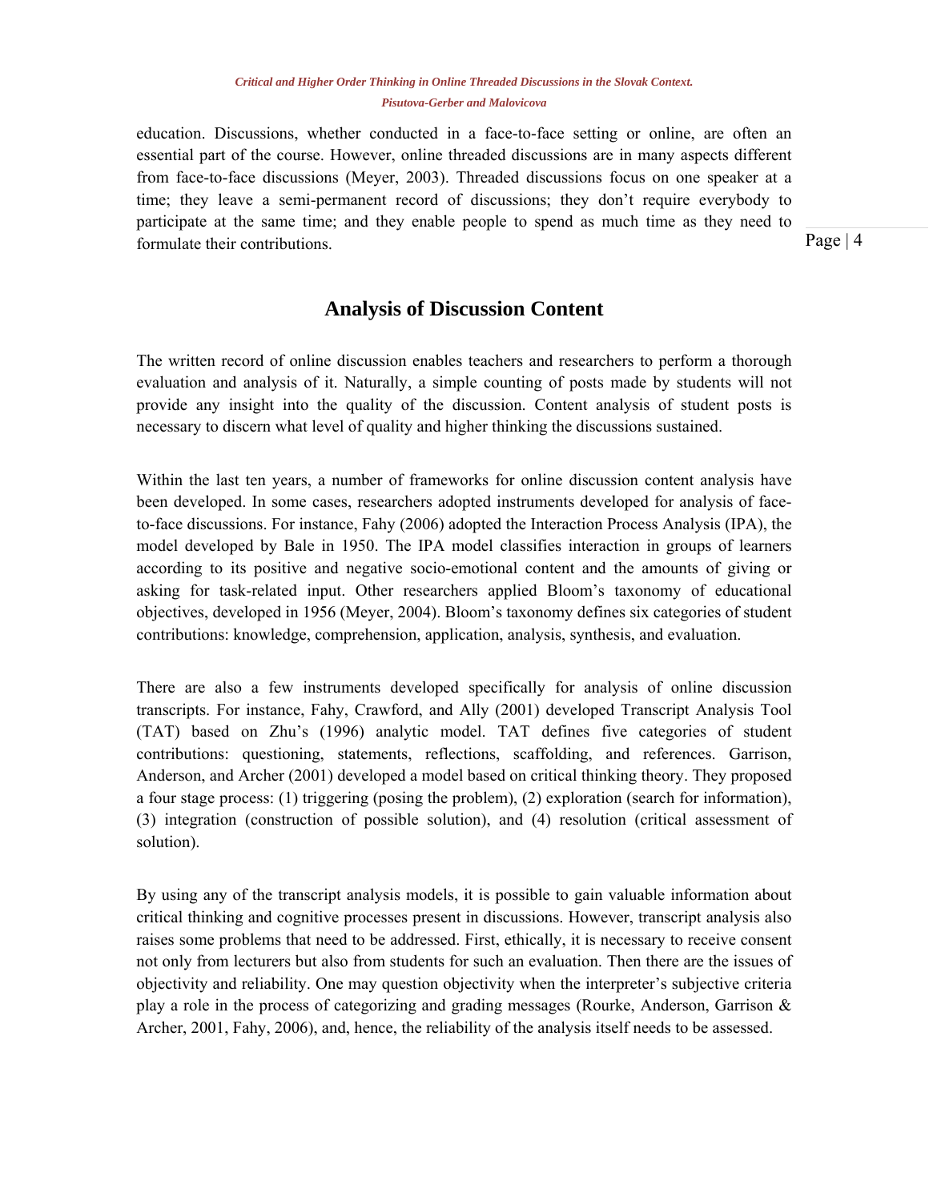education. Discussions, whether conducted in a face-to-face setting or online, are often an essential part of the course. However, online threaded discussions are in many aspects different from face-to-face discussions (Meyer, 2003). Threaded discussions focus on one speaker at a time; they leave a semi-permanent record of discussions; they don't require everybody to participate at the same time; and they enable people to spend as much time as they need to formulate their contributions.

## Analysis of Discussion Content

The written record of online discussion enables teachers and researchers to perform a thorough evaluation and analysis of it. Naturally, a simple counting of posts made by students will not provide any insight into the quality of the discussion. Content analysis of student posts is necessary to discern what level of quality and higher thinking the discussions sustained.

Within the last ten years, a number of frameworks for online discussion content analysis have been developed. In some cases, researchers adopted instruments developed for analysis of face-to-face discussions. For instance, Fahy (2006) adopted the Interaction Process Analysis (IPA), the model developed by Bale in 1950. The IPA model classifies interaction in groups of learners according to its positive and negative socio-emotional content and the amounts of giving or asking for task-related input. Other researchers applied Bloom's taxonomy of educational objectives, developed in 1956 (Meyer, 2004). Bloom's taxonomy defines six categories of student contributions: knowledge, comprehension, application, analysis, synthesis, and evaluation.

There are also a few instruments developed specifically for analysis of online discussion transcripts. For instance, Fahy, Crawford, and Ally (2001) developed Transcript Analysis Tool (TAT) based on Zhu's (1996) analytic model. TAT defines five categories of student contributions: questioning, statements, reflections, scaffolding, and references. Garrison, Anderson, and Archer (2001) developed a model based on critical thinking theory. They proposed a four stage process: (1) triggering (posing the problem), (2) exploration (search for information), (3) integration (construction of possible solution), and (4) resolution (critical assessment of solution).

By using any of the transcript analysis models, it is possible to gain valuable information about critical thinking and cognitive processes present in discussions. However, transcript analysis also raises some problems that need to be addressed. First, ethically, it is necessary to receive consent not only from lecturers but also from students for such an evaluation. Then there are the issues of objectivity and reliability. One may question objectivity when the interpreter's subjective criteria play a role in the process of categorizing and grading messages (Rourke, Anderson, Garrison & Archer, 2001, Fahy, 2006), and, hence, the reliability of the analysis itself needs to be assessed.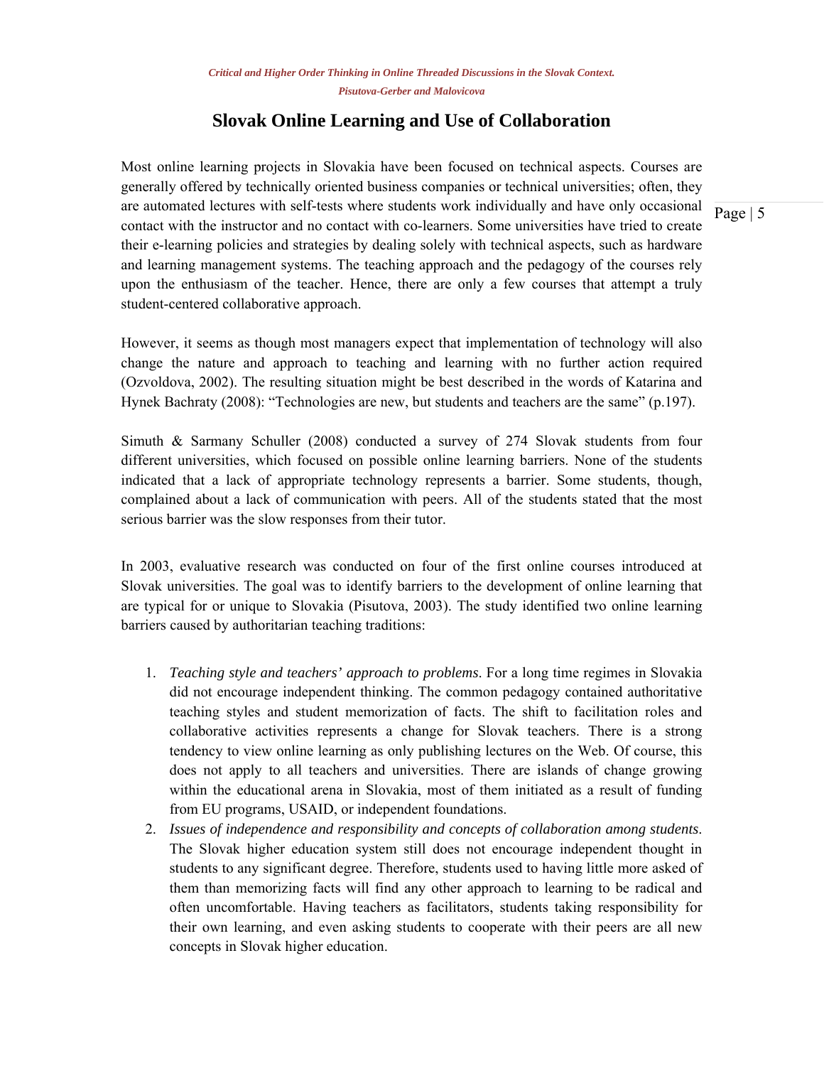## Slovak Online Learning and Use of Collaboration

Most online learning projects in Slovakia have been focused on technical aspects. Courses are generally offered by technically oriented business companies or technical universities; often, they are automated lectures with self-tests where students work individually and have only occasional contact with the instructor and no contact with co-learners. Some universities have tried to create their e-learning policies and strategies by dealing solely with technical aspects, such as hardware and learning management systems. The teaching approach and the pedagogy of the courses rely upon the enthusiasm of the teacher. Hence, there are only a few courses that attempt a truly student-centered collaborative approach.

However, it seems as though most managers expect that implementation of technology will also change the nature and approach to teaching and learning with no further action required (Ozvoldova, 2002). The resulting situation might be best described in the words of Katarina and Hynek Bachraty (2008): "Technologies are new, but students and teachers are the same" (p.197).

Simuth & Sarmany Schuller (2008) conducted a survey of 274 Slovak students from four different universities, which focused on possible online learning barriers. None of the students indicated that a lack of appropriate technology represents a barrier. Some students, though, complained about a lack of communication with peers. All of the students stated that the most serious barrier was the slow responses from their tutor.

In 2003, evaluative research was conducted on four of the first online courses introduced at Slovak universities. The goal was to identify barriers to the development of online learning that are typical for or unique to Slovakia (Pisutova, 2003). The study identified two online learning barriers caused by authoritarian teaching traditions:

1. *Teaching style and teachers' approach to problems*. For a long time regimes in Slovakia did not encourage independent thinking. The common pedagogy contained authoritative teaching styles and student memorization of facts. The shift to facilitation roles and collaborative activities represents a change for Slovak teachers. There is a strong tendency to view online learning as only publishing lectures on the Web. Of course, this does not apply to all teachers and universities. There are islands of change growing within the educational arena in Slovakia, most of them initiated as a result of funding from EU programs, USAID, or independent foundations.
2. *Issues of independence and responsibility and concepts of collaboration among students*. The Slovak higher education system still does not encourage independent thought in students to any significant degree. Therefore, students used to having little more asked of them than memorizing facts will find any other approach to learning to be radical and often uncomfortable. Having teachers as facilitators, students taking responsibility for their own learning, and even asking students to cooperate with their peers are all new concepts in Slovak higher education.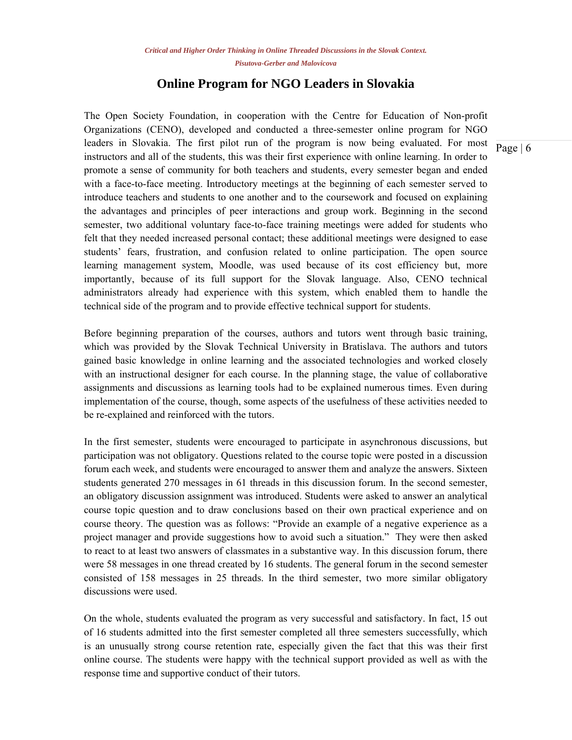## Online Program for NGO Leaders in Slovakia

The Open Society Foundation, in cooperation with the Centre for Education of Non-profit Organizations (CENO), developed and conducted a three-semester online program for NGO leaders in Slovakia. The first pilot run of the program is now being evaluated. For most instructors and all of the students, this was their first experience with online learning. In order to promote a sense of community for both teachers and students, every semester began and ended with a face-to-face meeting. Introductory meetings at the beginning of each semester served to introduce teachers and students to one another and to the coursework and focused on explaining the advantages and principles of peer interactions and group work. Beginning in the second semester, two additional voluntary face-to-face training meetings were added for students who felt that they needed increased personal contact; these additional meetings were designed to ease students' fears, frustration, and confusion related to online participation. The open source learning management system, Moodle, was used because of its cost efficiency but, more importantly, because of its full support for the Slovak language. Also, CENO technical administrators already had experience with this system, which enabled them to handle the technical side of the program and to provide effective technical support for students.

Before beginning preparation of the courses, authors and tutors went through basic training, which was provided by the Slovak Technical University in Bratislava. The authors and tutors gained basic knowledge in online learning and the associated technologies and worked closely with an instructional designer for each course. In the planning stage, the value of collaborative assignments and discussions as learning tools had to be explained numerous times. Even during implementation of the course, though, some aspects of the usefulness of these activities needed to be re-explained and reinforced with the tutors.

In the first semester, students were encouraged to participate in asynchronous discussions, but participation was not obligatory. Questions related to the course topic were posted in a discussion forum each week, and students were encouraged to answer them and analyze the answers. Sixteen students generated 270 messages in 61 threads in this discussion forum. In the second semester, an obligatory discussion assignment was introduced. Students were asked to answer an analytical course topic question and to draw conclusions based on their own practical experience and on course theory. The question was as follows: "Provide an example of a negative experience as a project manager and provide suggestions how to avoid such a situation." They were then asked to react to at least two answers of classmates in a substantive way. In this discussion forum, there were 58 messages in one thread created by 16 students. The general forum in the second semester consisted of 158 messages in 25 threads. In the third semester, two more similar obligatory discussions were used.

On the whole, students evaluated the program as very successful and satisfactory. In fact, 15 out of 16 students admitted into the first semester completed all three semesters successfully, which is an unusually strong course retention rate, especially given the fact that this was their first online course. The students were happy with the technical support provided as well as with the response time and supportive conduct of their tutors.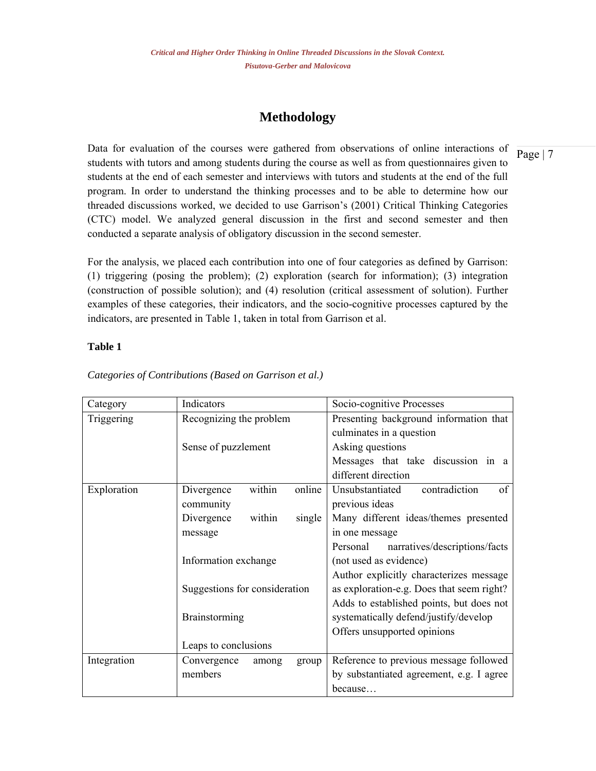## Methodology

Data for evaluation of the courses were gathered from observations of online interactions of students with tutors and among students during the course as well as from questionnaires given to students at the end of each semester and interviews with tutors and students at the end of the full program. In order to understand the thinking processes and to be able to determine how our threaded discussions worked, we decided to use Garrison's (2001) Critical Thinking Categories (CTC) model. We analyzed general discussion in the first and second semester and then conducted a separate analysis of obligatory discussion in the second semester.

For the analysis, we placed each contribution into one of four categories as defined by Garrison: (1) triggering (posing the problem); (2) exploration (search for information); (3) integration (construction of possible solution); and (4) resolution (critical assessment of solution). Further examples of these categories, their indicators, and the socio-cognitive processes captured by the indicators, are presented in Table 1, taken in total from Garrison et al.

**Table 1**

*Categories of Contributions (Based on Garrison et al.)*

| Category | Indicators | Socio-cognitive Processes |
|---|---|---|
| Triggering | Recognizing the problem<br><br>Sense of puzzlement | Presenting background information that culminates in a question<br>Asking questions<br>Messages that take discussion in a different direction |
| Exploration | Divergence within online community<br>Divergence within single message<br><br>Information exchange<br><br>Suggestions for consideration<br><br>Brainstorming<br><br>Leaps to conclusions | Unsubstantiated contradiction of previous ideas<br>Many different ideas/themes presented in one message<br>Personal narratives/descriptions/facts (not used as evidence)<br>Author explicitly characterizes message as exploration-e.g. Does that seem right?<br>Adds to established points, but does not systematically defend/justify/develop<br>Offers unsupported opinions |
| Integration | Convergence among group members | Reference to previous message followed by substantiated agreement, e.g. I agree because… |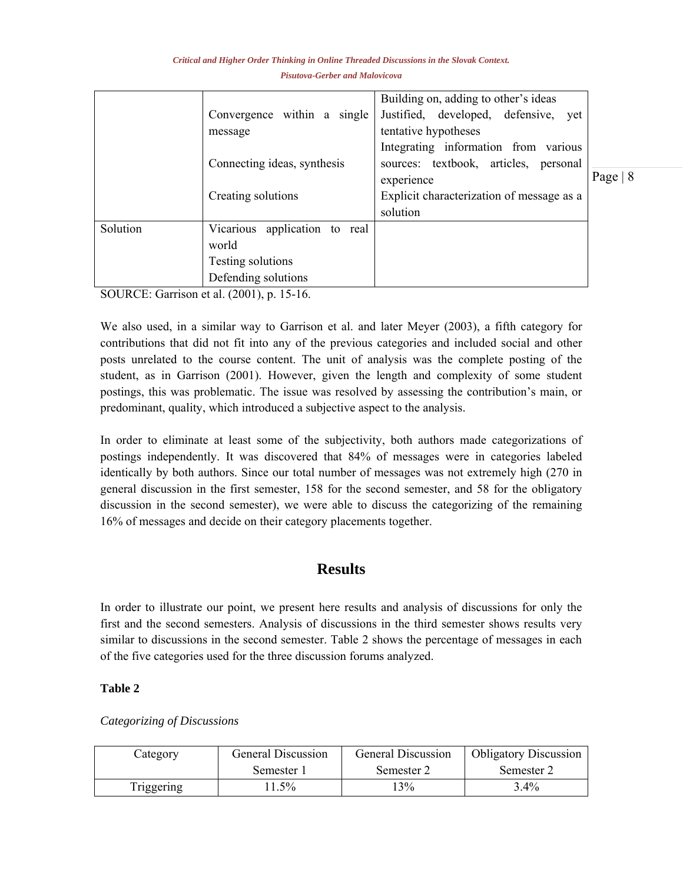| | | |
|---|---|---|
| | Convergence within a single message<br><br>Connecting ideas, synthesis<br><br>Creating solutions | Building on, adding to other's ideas<br>Justified, developed, defensive, yet tentative hypotheses<br>Integrating information from various sources: textbook, articles, personal experience<br>Explicit characterization of message as a solution |
| Solution | Vicarious application to real world<br>Testing solutions<br>Defending solutions | |

SOURCE: Garrison et al. (2001), p. 15-16.

We also used, in a similar way to Garrison et al. and later Meyer (2003), a fifth category for contributions that did not fit into any of the previous categories and included social and other posts unrelated to the course content. The unit of analysis was the complete posting of the student, as in Garrison (2001). However, given the length and complexity of some student postings, this was problematic. The issue was resolved by assessing the contribution's main, or predominant, quality, which introduced a subjective aspect to the analysis.

In order to eliminate at least some of the subjectivity, both authors made categorizations of postings independently. It was discovered that 84% of messages were in categories labeled identically by both authors. Since our total number of messages was not extremely high (270 in general discussion in the first semester, 158 for the second semester, and 58 for the obligatory discussion in the second semester), we were able to discuss the categorizing of the remaining 16% of messages and decide on their category placements together.

## Results

In order to illustrate our point, we present here results and analysis of discussions for only the first and the second semesters. Analysis of discussions in the third semester shows results very similar to discussions in the second semester. Table 2 shows the percentage of messages in each of the five categories used for the three discussion forums analyzed.

**Table 2**

*Categorizing of Discussions*

| Category | General Discussion Semester 1 | General Discussion Semester 2 | Obligatory Discussion Semester 2 |
|---|---|---|---|
| Triggering | 11.5% | 13% | 3.4% |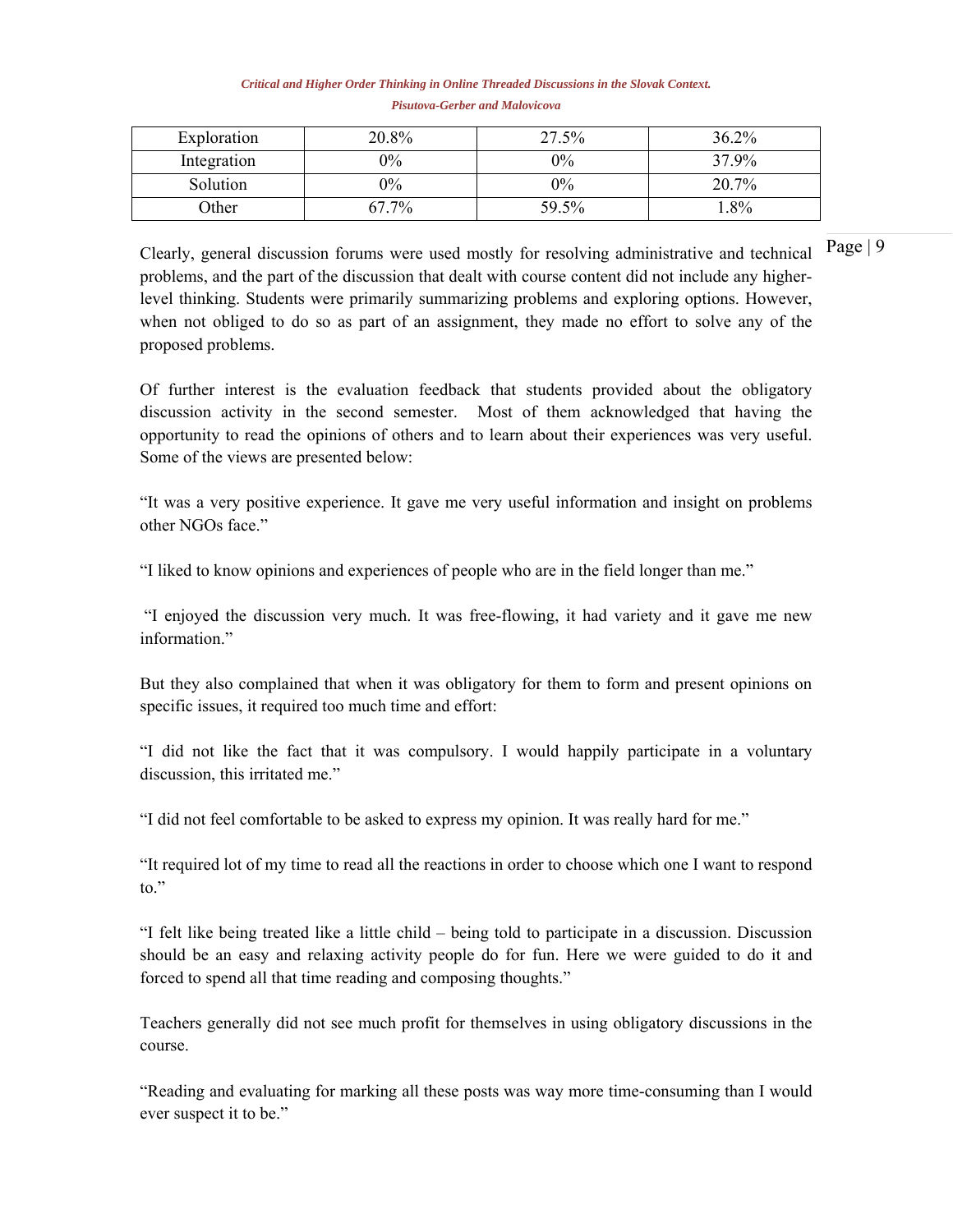| | | | |
|---|---|---|---|
| Exploration | 20.8% | 27.5% | 36.2% |
| Integration | 0% | 0% | 37.9% |
| Solution | 0% | 0% | 20.7% |
| Other | 67.7% | 59.5% | 1.8% |

Clearly, general discussion forums were used mostly for resolving administrative and technical problems, and the part of the discussion that dealt with course content did not include any higher-level thinking. Students were primarily summarizing problems and exploring options. However, when not obliged to do so as part of an assignment, they made no effort to solve any of the proposed problems.

Of further interest is the evaluation feedback that students provided about the obligatory discussion activity in the second semester. Most of them acknowledged that having the opportunity to read the opinions of others and to learn about their experiences was very useful. Some of the views are presented below:

"It was a very positive experience. It gave me very useful information and insight on problems other NGOs face."

"I liked to know opinions and experiences of people who are in the field longer than me."

"I enjoyed the discussion very much. It was free-flowing, it had variety and it gave me new information."

But they also complained that when it was obligatory for them to form and present opinions on specific issues, it required too much time and effort:

"I did not like the fact that it was compulsory. I would happily participate in a voluntary discussion, this irritated me."

"I did not feel comfortable to be asked to express my opinion. It was really hard for me."

"It required lot of my time to read all the reactions in order to choose which one I want to respond to."

"I felt like being treated like a little child – being told to participate in a discussion. Discussion should be an easy and relaxing activity people do for fun. Here we were guided to do it and forced to spend all that time reading and composing thoughts."

Teachers generally did not see much profit for themselves in using obligatory discussions in the course.

"Reading and evaluating for marking all these posts was way more time-consuming than I would ever suspect it to be."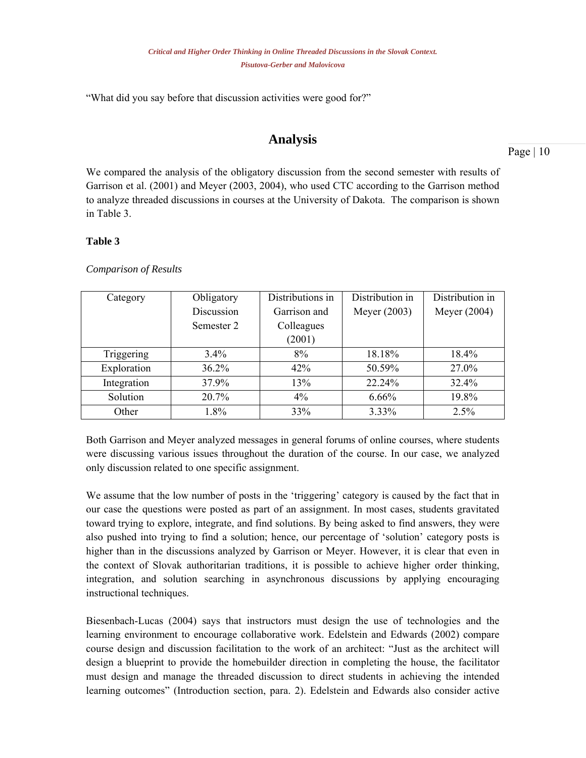"What did you say before that discussion activities were good for?"

## Analysis

We compared the analysis of the obligatory discussion from the second semester with results of Garrison et al. (2001) and Meyer (2003, 2004), who used CTC according to the Garrison method to analyze threaded discussions in courses at the University of Dakota. The comparison is shown in Table 3.

**Table 3**

*Comparison of Results*

| Category | Obligatory Discussion Semester 2 | Distributions in Garrison and Colleagues (2001) | Distribution in Meyer (2003) | Distribution in Meyer (2004) |
|---|---|---|---|---|
| Triggering | 3.4% | 8% | 18.18% | 18.4% |
| Exploration | 36.2% | 42% | 50.59% | 27.0% |
| Integration | 37.9% | 13% | 22.24% | 32.4% |
| Solution | 20.7% | 4% | 6.66% | 19.8% |
| Other | 1.8% | 33% | 3.33% | 2.5% |

Both Garrison and Meyer analyzed messages in general forums of online courses, where students were discussing various issues throughout the duration of the course. In our case, we analyzed only discussion related to one specific assignment.

We assume that the low number of posts in the 'triggering' category is caused by the fact that in our case the questions were posted as part of an assignment. In most cases, students gravitated toward trying to explore, integrate, and find solutions. By being asked to find answers, they were also pushed into trying to find a solution; hence, our percentage of 'solution' category posts is higher than in the discussions analyzed by Garrison or Meyer. However, it is clear that even in the context of Slovak authoritarian traditions, it is possible to achieve higher order thinking, integration, and solution searching in asynchronous discussions by applying encouraging instructional techniques.

Biesenbach-Lucas (2004) says that instructors must design the use of technologies and the learning environment to encourage collaborative work. Edelstein and Edwards (2002) compare course design and discussion facilitation to the work of an architect: "Just as the architect will design a blueprint to provide the homebuilder direction in completing the house, the facilitator must design and manage the threaded discussion to direct students in achieving the intended learning outcomes" (Introduction section, para. 2). Edelstein and Edwards also consider active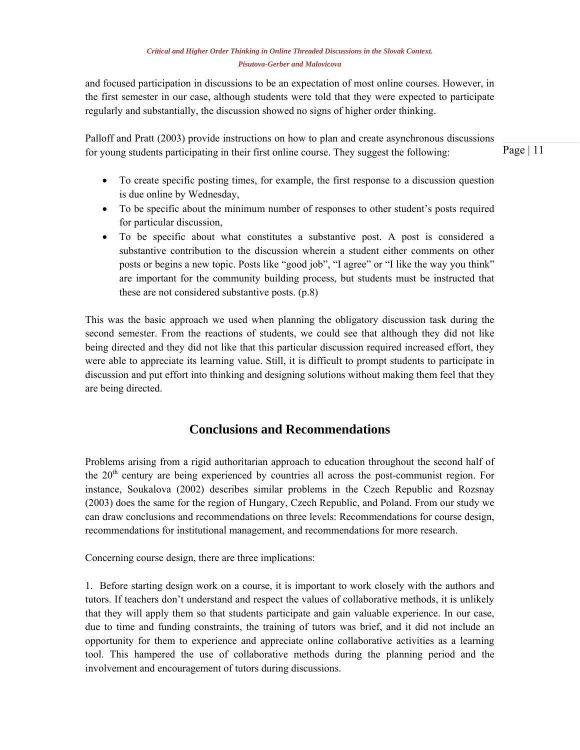and focused participation in discussions to be an expectation of most online courses. However, in the first semester in our case, although students were told that they were expected to participate regularly and substantially, the discussion showed no signs of higher order thinking.

Palloff and Pratt (2003) provide instructions on how to plan and create asynchronous discussions for young students participating in their first online course. They suggest the following:

- To create specific posting times, for example, the first response to a discussion question is due online by Wednesday,
- To be specific about the minimum number of responses to other student's posts required for particular discussion,
- To be specific about what constitutes a substantive post. A post is considered a substantive contribution to the discussion wherein a student either comments on other posts or begins a new topic. Posts like "good job", "I agree" or "I like the way you think" are important for the community building process, but students must be instructed that these are not considered substantive posts. (p.8)

This was the basic approach we used when planning the obligatory discussion task during the second semester. From the reactions of students, we could see that although they did not like being directed and they did not like that this particular discussion required increased effort, they were able to appreciate its learning value. Still, it is difficult to prompt students to participate in discussion and put effort into thinking and designing solutions without making them feel that they are being directed.

## Conclusions and Recommendations

Problems arising from a rigid authoritarian approach to education throughout the second half of the 20th century are being experienced by countries all across the post-communist region. For instance, Soukalova (2002) describes similar problems in the Czech Republic and Rozsnay (2003) does the same for the region of Hungary, Czech Republic, and Poland. From our study we can draw conclusions and recommendations on three levels: Recommendations for course design, recommendations for institutional management, and recommendations for more research.

Concerning course design, there are three implications:

1. Before starting design work on a course, it is important to work closely with the authors and tutors. If teachers don't understand and respect the values of collaborative methods, it is unlikely that they will apply them so that students participate and gain valuable experience. In our case, due to time and funding constraints, the training of tutors was brief, and it did not include an opportunity for them to experience and appreciate online collaborative activities as a learning tool. This hampered the use of collaborative methods during the planning period and the involvement and encouragement of tutors during discussions.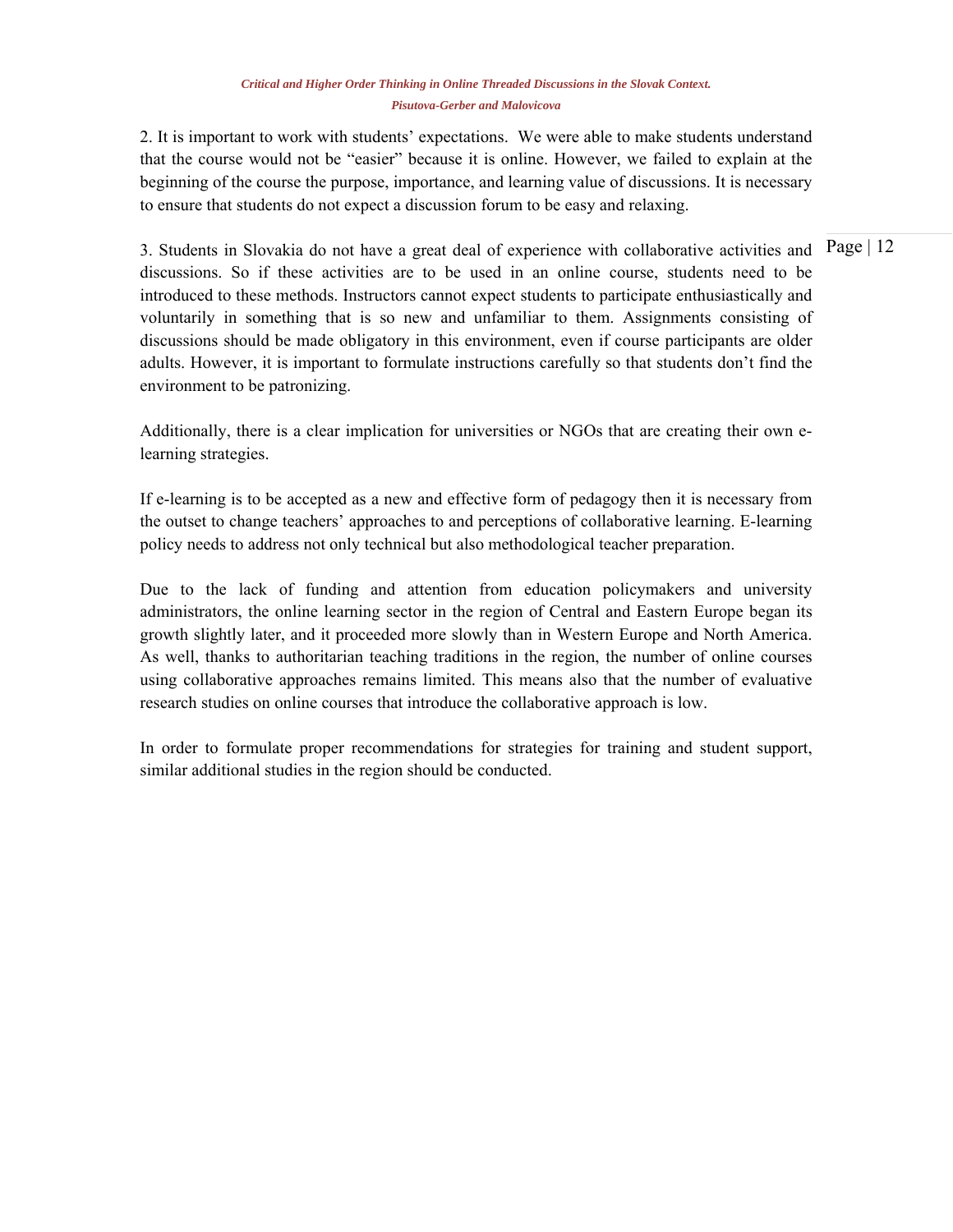2. It is important to work with students' expectations. We were able to make students understand that the course would not be "easier" because it is online. However, we failed to explain at the beginning of the course the purpose, importance, and learning value of discussions. It is necessary to ensure that students do not expect a discussion forum to be easy and relaxing.

3. Students in Slovakia do not have a great deal of experience with collaborative activities and discussions. So if these activities are to be used in an online course, students need to be introduced to these methods. Instructors cannot expect students to participate enthusiastically and voluntarily in something that is so new and unfamiliar to them. Assignments consisting of discussions should be made obligatory in this environment, even if course participants are older adults. However, it is important to formulate instructions carefully so that students don't find the environment to be patronizing.

Additionally, there is a clear implication for universities or NGOs that are creating their own e-learning strategies.

If e-learning is to be accepted as a new and effective form of pedagogy then it is necessary from the outset to change teachers' approaches to and perceptions of collaborative learning. E-learning policy needs to address not only technical but also methodological teacher preparation.

Due to the lack of funding and attention from education policymakers and university administrators, the online learning sector in the region of Central and Eastern Europe began its growth slightly later, and it proceeded more slowly than in Western Europe and North America. As well, thanks to authoritarian teaching traditions in the region, the number of online courses using collaborative approaches remains limited. This means also that the number of evaluative research studies on online courses that introduce the collaborative approach is low.

In order to formulate proper recommendations for strategies for training and student support, similar additional studies in the region should be conducted.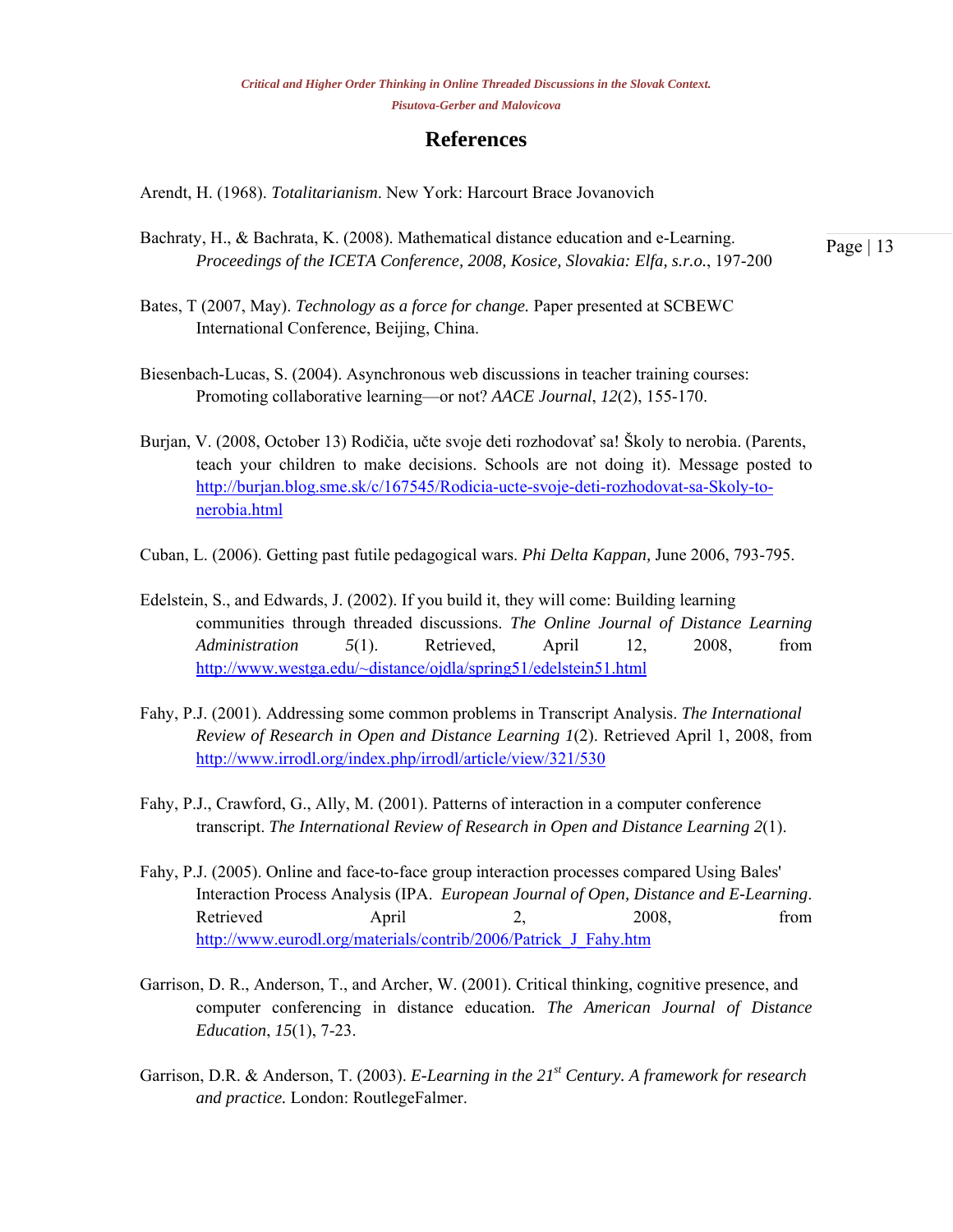# References

Arendt, H. (1968). *Totalitarianism*. New York: Harcourt Brace Jovanovich

Bachraty, H., & Bachrata, K. (2008). Mathematical distance education and e-Learning. *Proceedings of the ICETA Conference, 2008, Kosice, Slovakia: Elfa, s.r.o.*, 197-200

Bates, T (2007, May). *Technology as a force for change.* Paper presented at SCBEWC International Conference, Beijing, China.

Biesenbach-Lucas, S. (2004). Asynchronous web discussions in teacher training courses: Promoting collaborative learning—or not? *AACE Journal*, *12*(2), 155-170.

Burjan, V. (2008, October 13) Rodičia, učte svoje deti rozhodovať sa! Školy to nerobia. (Parents, teach your children to make decisions. Schools are not doing it). Message posted to http://burjan.blog.sme.sk/c/167545/Rodicia-ucte-svoje-deti-rozhodovat-sa-Skoly-to-nerobia.html

Cuban, L. (2006). Getting past futile pedagogical wars. *Phi Delta Kappan,* June 2006, 793-795.

Edelstein, S., and Edwards, J. (2002). If you build it, they will come: Building learning communities through threaded discussions. *The Online Journal of Distance Learning Administration* *5*(1). Retrieved, April 12, 2008, from http://www.westga.edu/~distance/ojdla/spring51/edelstein51.html

Fahy, P.J. (2001). Addressing some common problems in Transcript Analysis. *The International Review of Research in Open and Distance Learning 1*(2). Retrieved April 1, 2008, from http://www.irrodl.org/index.php/irrodl/article/view/321/530

Fahy, P.J., Crawford, G., Ally, M. (2001). Patterns of interaction in a computer conference transcript. *The International Review of Research in Open and Distance Learning 2*(1).

Fahy, P.J. (2005). Online and face-to-face group interaction processes compared Using Bales' Interaction Process Analysis (IPA. *European Journal of Open, Distance and E-Learning*. Retrieved April 2, 2008, from http://www.eurodl.org/materials/contrib/2006/Patrick_J_Fahy.htm

Garrison, D. R., Anderson, T., and Archer, W. (2001). Critical thinking, cognitive presence, and computer conferencing in distance education. *The American Journal of Distance Education*, *15*(1), 7-23.

Garrison, D.R. & Anderson, T. (2003). *E-Learning in the 21st Century. A framework for research and practice.* London: RoutlegeFalmer.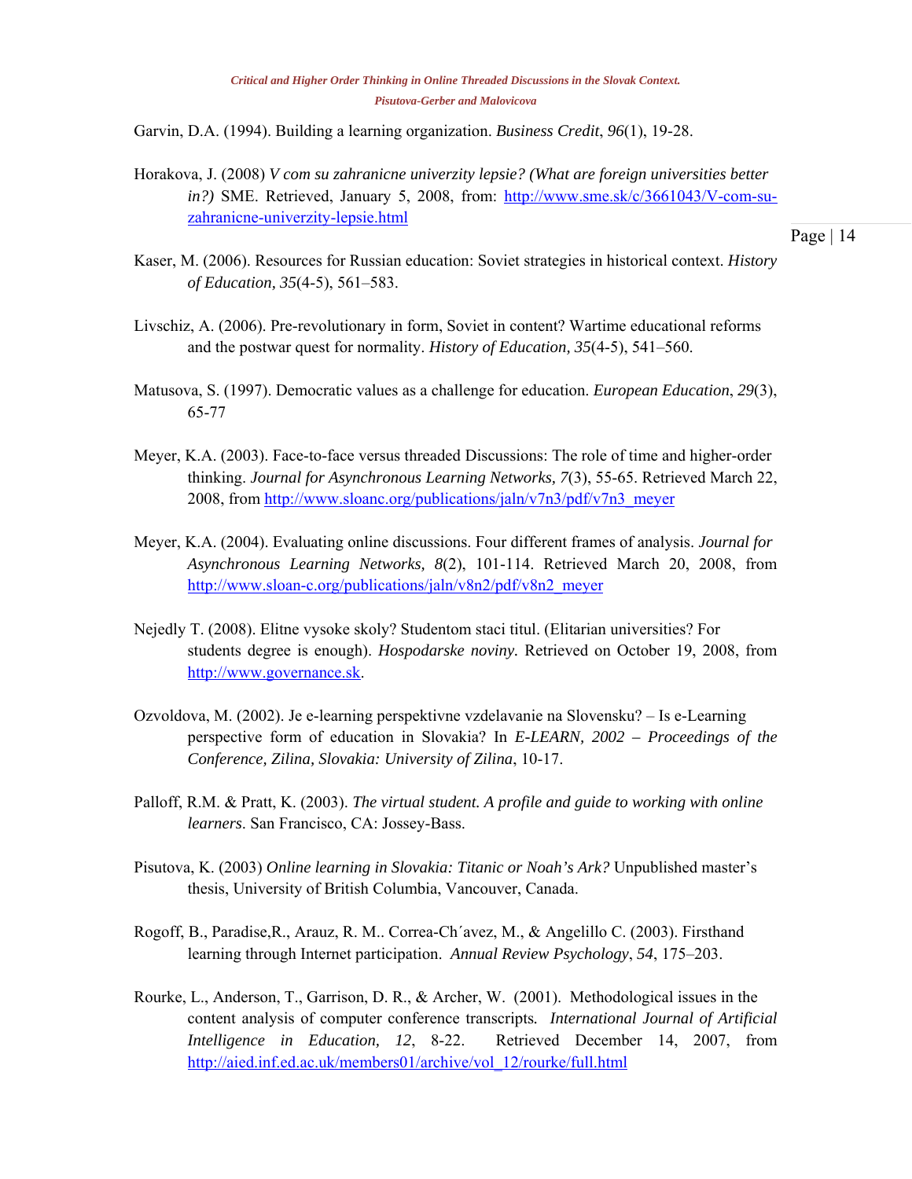Garvin, D.A. (1994). Building a learning organization. *Business Credit*, *96*(1), 19-28.

Horakova, J. (2008) *V com su zahranicne univerzity lepsie? (What are foreign universities better in?)* SME. Retrieved, January 5, 2008, from: http://www.sme.sk/c/3661043/V-com-su-zahranicne-univerzity-lepsie.html

Kaser, M. (2006). Resources for Russian education: Soviet strategies in historical context. *History of Education, 35*(4-5), 561–583.

Livschiz, A. (2006). Pre-revolutionary in form, Soviet in content? Wartime educational reforms and the postwar quest for normality. *History of Education, 35*(4-5), 541–560.

Matusova, S. (1997). Democratic values as a challenge for education. *European Education*, *29*(3), 65-77

Meyer, K.A. (2003). Face-to-face versus threaded Discussions: The role of time and higher-order thinking. *Journal for Asynchronous Learning Networks, 7*(3), 55-65. Retrieved March 22, 2008, from http://www.sloanc.org/publications/jaln/v7n3/pdf/v7n3_meyer

Meyer, K.A. (2004). Evaluating online discussions. Four different frames of analysis. *Journal for Asynchronous Learning Networks, 8*(2), 101-114. Retrieved March 20, 2008, from http://www.sloan-c.org/publications/jaln/v8n2/pdf/v8n2_meyer

Nejedly T. (2008). Elitne vysoke skoly? Studentom staci titul. (Elitarian universities? For students degree is enough). *Hospodarske noviny.* Retrieved on October 19, 2008, from http://www.governance.sk.

Ozvoldova, M. (2002). Je e-learning perspektivne vzdelavanie na Slovensku? – Is e-Learning perspective form of education in Slovakia? In *E-LEARN, 2002 – Proceedings of the Conference, Zilina, Slovakia: University of Zilina*, 10-17.

Palloff, R.M. & Pratt, K. (2003). *The virtual student. A profile and guide to working with online learners*. San Francisco, CA: Jossey-Bass.

Pisutova, K. (2003) *Online learning in Slovakia: Titanic or Noah's Ark?* Unpublished master's thesis, University of British Columbia, Vancouver, Canada.

Rogoff, B., Paradise,R., Arauz, R. M.. Correa-Ch´avez, M., & Angelillo C. (2003). Firsthand learning through Internet participation. *Annual Review Psychology*, *54*, 175–203.

Rourke, L., Anderson, T., Garrison, D. R., & Archer, W. (2001). Methodological issues in the content analysis of computer conference transcripts. *International Journal of Artificial Intelligence in Education, 12*, 8-22. Retrieved December 14, 2007, from http://aied.inf.ed.ac.uk/members01/archive/vol_12/rourke/full.html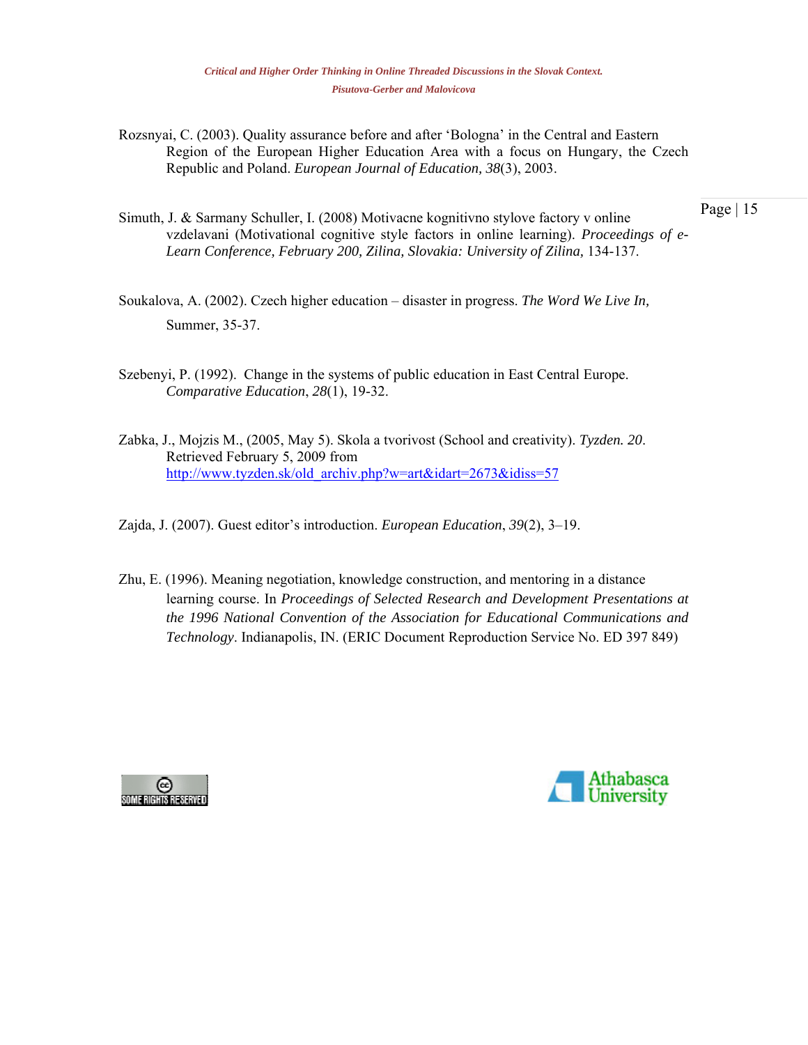Rozsnyai, C. (2003). Quality assurance before and after 'Bologna' in the Central and Eastern Region of the European Higher Education Area with a focus on Hungary, the Czech Republic and Poland. *European Journal of Education, 38*(3), 2003.

Simuth, J. & Sarmany Schuller, I. (2008) Motivacne kognitivno stylove factory v online vzdelavani (Motivational cognitive style factors in online learning). *Proceedings of e-Learn Conference, February 200, Zilina, Slovakia: University of Zilina,* 134-137.

Soukalova, A. (2002). Czech higher education – disaster in progress. *The Word We Live In,* Summer, 35-37.

Szebenyi, P. (1992). Change in the systems of public education in East Central Europe. *Comparative Education*, *28*(1), 19-32.

Zabka, J., Mojzis M., (2005, May 5). Skola a tvorivost (School and creativity). *Tyzden. 20*. Retrieved February 5, 2009 from http://www.tyzden.sk/old_archiv.php?w=art&idart=2673&idiss=57

Zajda, J. (2007). Guest editor's introduction. *European Education*, *39*(2), 3–19.

Zhu, E. (1996). Meaning negotiation, knowledge construction, and mentoring in a distance learning course. In *Proceedings of Selected Research and Development Presentations at the 1996 National Convention of the Association for Educational Communications and Technology*. Indianapolis, IN. (ERIC Document Reproduction Service No. ED 397 849)